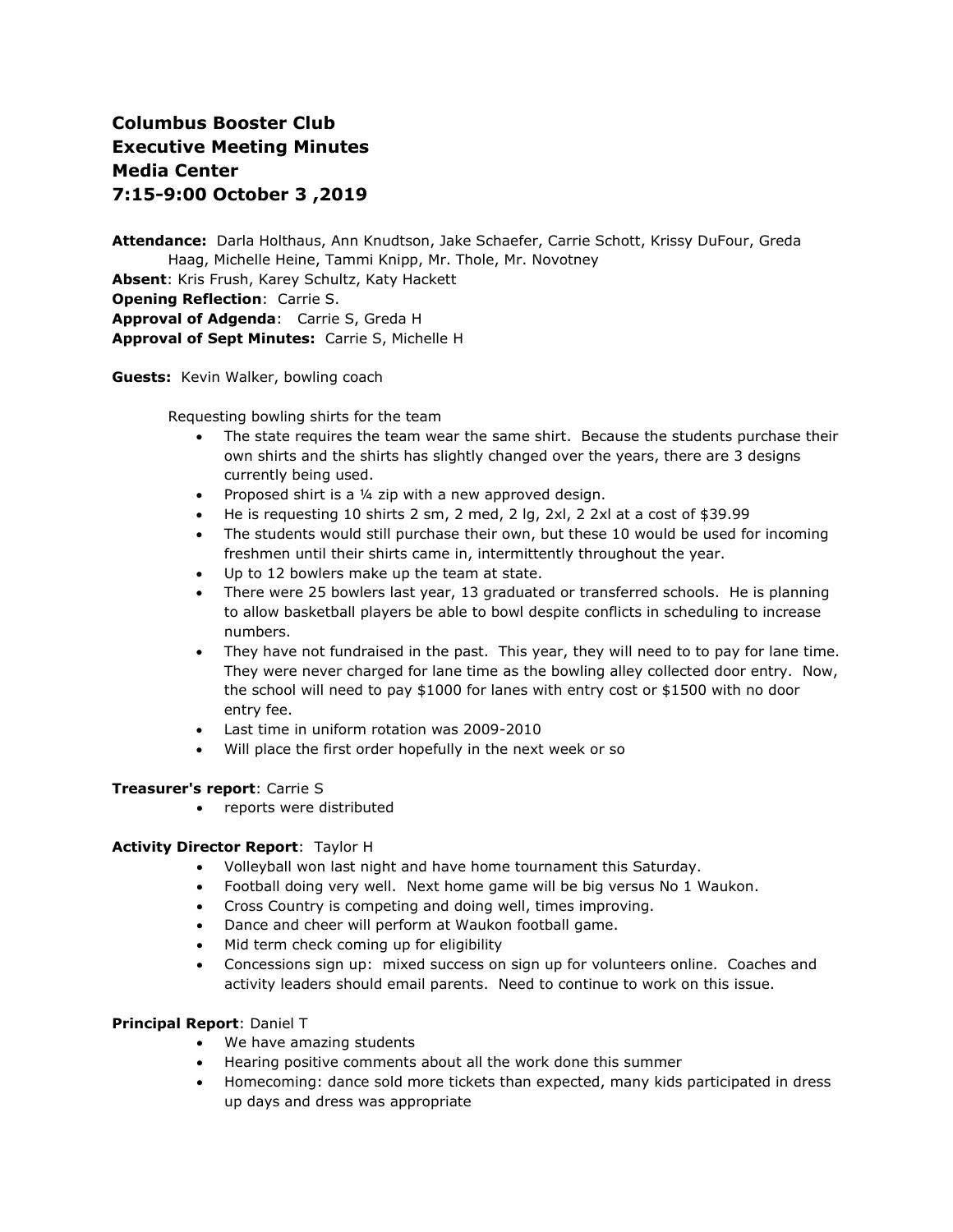# Columbus Booster Club
# Executive Meeting Minutes
# Media Center
# 7:15-9:00 October 3 ,2019

**Attendance:** Darla Holthaus, Ann Knudtson, Jake Schaefer, Carrie Schott, Krissy DuFour, Greda Haag, Michelle Heine, Tammi Knipp, Mr. Thole, Mr. Novotney
**Absent**: Kris Frush, Karey Schultz, Katy Hackett
**Opening Reflection**: Carrie S.
**Approval of Adgenda**: Carrie S, Greda H
**Approval of Sept Minutes:** Carrie S, Michelle H

**Guests:** Kevin Walker, bowling coach

Requesting bowling shirts for the team

- The state requires the team wear the same shirt. Because the students purchase their own shirts and the shirts has slightly changed over the years, there are 3 designs currently being used.
- Proposed shirt is a ¼ zip with a new approved design.
- He is requesting 10 shirts 2 sm, 2 med, 2 lg, 2xl, 2 2xl at a cost of $39.99
- The students would still purchase their own, but these 10 would be used for incoming freshmen until their shirts came in, intermittently throughout the year.
- Up to 12 bowlers make up the team at state.
- There were 25 bowlers last year, 13 graduated or transferred schools. He is planning to allow basketball players be able to bowl despite conflicts in scheduling to increase numbers.
- They have not fundraised in the past. This year, they will need to to pay for lane time. They were never charged for lane time as the bowling alley collected door entry. Now, the school will need to pay $1000 for lanes with entry cost or $1500 with no door entry fee.
- Last time in uniform rotation was 2009-2010
- Will place the first order hopefully in the next week or so

**Treasurer's report**: Carrie S

- reports were distributed

**Activity Director Report**: Taylor H

- Volleyball won last night and have home tournament this Saturday.
- Football doing very well. Next home game will be big versus No 1 Waukon.
- Cross Country is competing and doing well, times improving.
- Dance and cheer will perform at Waukon football game.
- Mid term check coming up for eligibility
- Concessions sign up: mixed success on sign up for volunteers online. Coaches and activity leaders should email parents. Need to continue to work on this issue.

**Principal Report**: Daniel T

- We have amazing students
- Hearing positive comments about all the work done this summer
- Homecoming: dance sold more tickets than expected, many kids participated in dress up days and dress was appropriate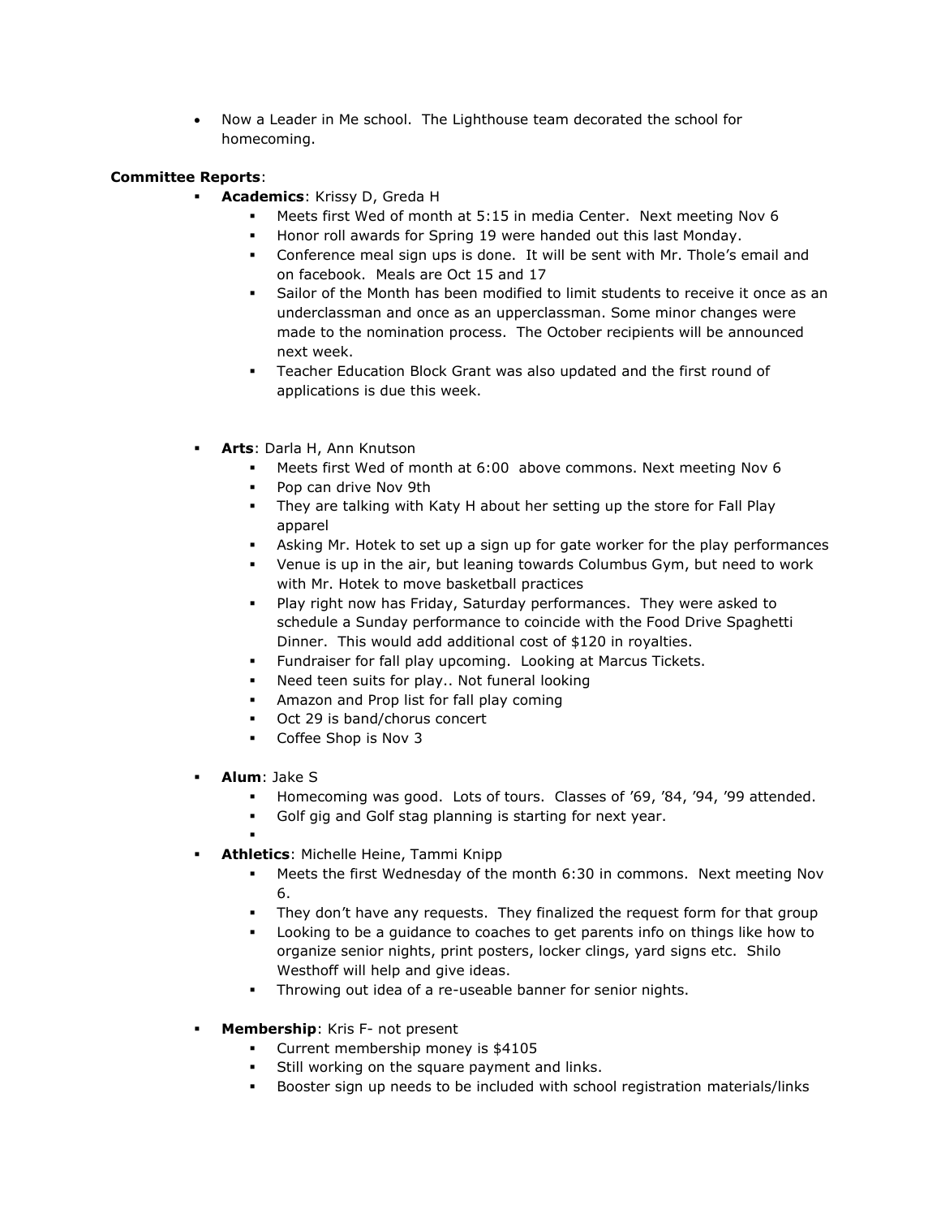- Now a Leader in Me school. The Lighthouse team decorated the school for homecoming.

**Committee Reports**:

- **Academics**: Krissy D, Greda H
  - Meets first Wed of month at 5:15 in media Center. Next meeting Nov 6
  - Honor roll awards for Spring 19 were handed out this last Monday.
  - Conference meal sign ups is done. It will be sent with Mr. Thole's email and on facebook. Meals are Oct 15 and 17
  - Sailor of the Month has been modified to limit students to receive it once as an underclassman and once as an upperclassman. Some minor changes were made to the nomination process. The October recipients will be announced next week.
  - Teacher Education Block Grant was also updated and the first round of applications is due this week.

- **Arts**: Darla H, Ann Knutson
  - Meets first Wed of month at 6:00 above commons. Next meeting Nov 6
  - Pop can drive Nov 9th
  - They are talking with Katy H about her setting up the store for Fall Play apparel
  - Asking Mr. Hotek to set up a sign up for gate worker for the play performances
  - Venue is up in the air, but leaning towards Columbus Gym, but need to work with Mr. Hotek to move basketball practices
  - Play right now has Friday, Saturday performances. They were asked to schedule a Sunday performance to coincide with the Food Drive Spaghetti Dinner. This would add additional cost of $120 in royalties.
  - Fundraiser for fall play upcoming. Looking at Marcus Tickets.
  - Need teen suits for play.. Not funeral looking
  - Amazon and Prop list for fall play coming
  - Oct 29 is band/chorus concert
  - Coffee Shop is Nov 3

- **Alum**: Jake S
  - Homecoming was good. Lots of tours. Classes of '69, '84, '94, '99 attended.
  - Golf gig and Golf stag planning is starting for next year.

- **Athletics**: Michelle Heine, Tammi Knipp
  - Meets the first Wednesday of the month 6:30 in commons. Next meeting Nov 6.
  - They don't have any requests. They finalized the request form for that group
  - Looking to be a guidance to coaches to get parents info on things like how to organize senior nights, print posters, locker clings, yard signs etc. Shilo Westhoff will help and give ideas.
  - Throwing out idea of a re-useable banner for senior nights.

- **Membership**: Kris F- not present
  - Current membership money is $4105
  - Still working on the square payment and links.
  - Booster sign up needs to be included with school registration materials/links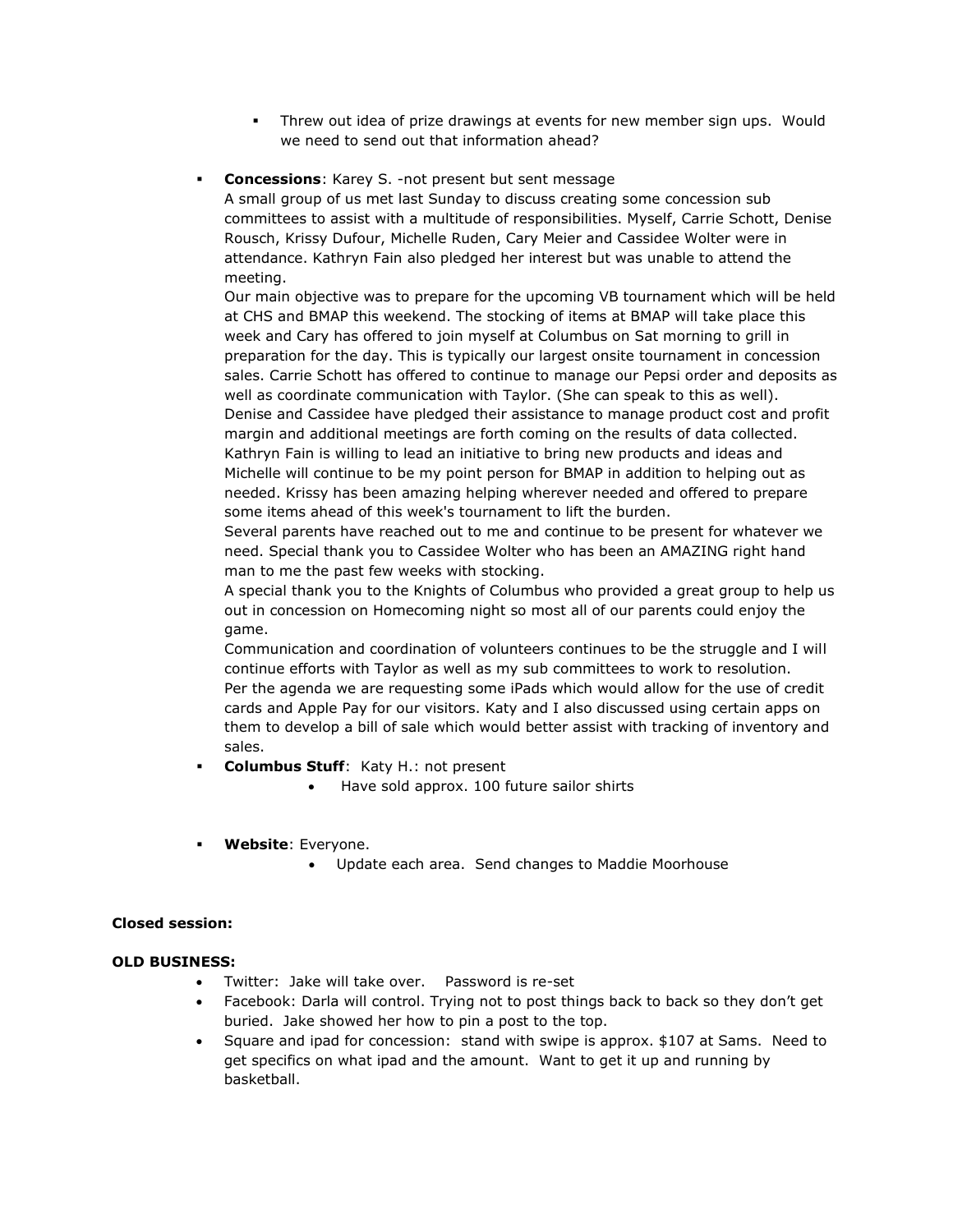- Threw out idea of prize drawings at events for new member sign ups. Would we need to send out that information ahead?

- **Concessions**: Karey S. -not present but sent message

  A small group of us met last Sunday to discuss creating some concession sub committees to assist with a multitude of responsibilities. Myself, Carrie Schott, Denise Rousch, Krissy Dufour, Michelle Ruden, Cary Meier and Cassidee Wolter were in attendance. Kathryn Fain also pledged her interest but was unable to attend the meeting.

  Our main objective was to prepare for the upcoming VB tournament which will be held at CHS and BMAP this weekend. The stocking of items at BMAP will take place this week and Cary has offered to join myself at Columbus on Sat morning to grill in preparation for the day. This is typically our largest onsite tournament in concession sales. Carrie Schott has offered to continue to manage our Pepsi order and deposits as well as coordinate communication with Taylor. (She can speak to this as well). Denise and Cassidee have pledged their assistance to manage product cost and profit margin and additional meetings are forth coming on the results of data collected. Kathryn Fain is willing to lead an initiative to bring new products and ideas and Michelle will continue to be my point person for BMAP in addition to helping out as needed. Krissy has been amazing helping wherever needed and offered to prepare some items ahead of this week's tournament to lift the burden.

  Several parents have reached out to me and continue to be present for whatever we need. Special thank you to Cassidee Wolter who has been an AMAZING right hand man to me the past few weeks with stocking.

  A special thank you to the Knights of Columbus who provided a great group to help us out in concession on Homecoming night so most all of our parents could enjoy the game.

  Communication and coordination of volunteers continues to be the struggle and I will continue efforts with Taylor as well as my sub committees to work to resolution.

  Per the agenda we are requesting some iPads which would allow for the use of credit cards and Apple Pay for our visitors. Katy and I also discussed using certain apps on them to develop a bill of sale which would better assist with tracking of inventory and sales.

- **Columbus Stuff**: Katy H.: not present
  - Have sold approx. 100 future sailor shirts

- **Website**: Everyone.
  - Update each area. Send changes to Maddie Moorhouse

**Closed session:**

**OLD BUSINESS:**

- Twitter: Jake will take over. Password is re-set
- Facebook: Darla will control. Trying not to post things back to back so they don't get buried. Jake showed her how to pin a post to the top.
- Square and ipad for concession: stand with swipe is approx. $107 at Sams. Need to get specifics on what ipad and the amount. Want to get it up and running by basketball.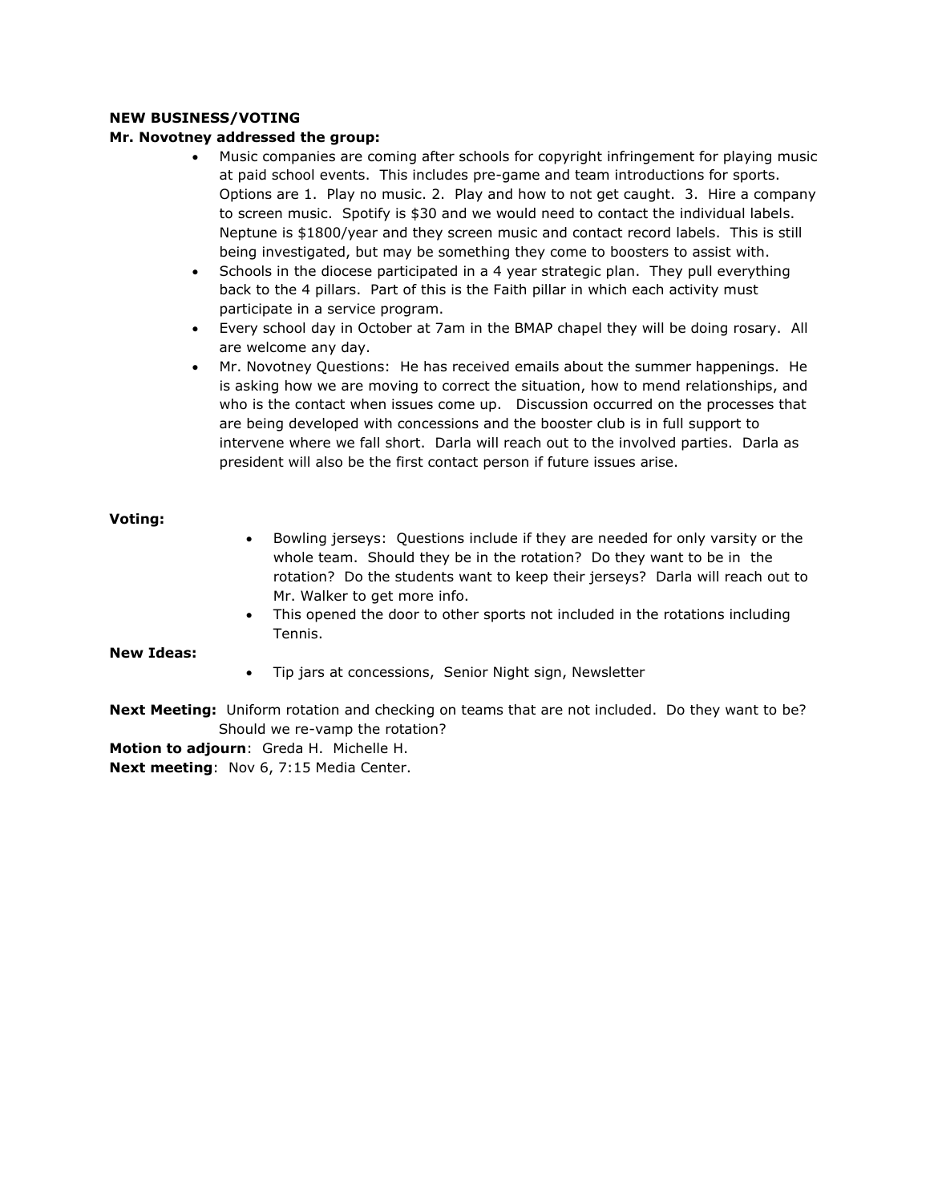**NEW BUSINESS/VOTING**

**Mr. Novotney addressed the group:**

- Music companies are coming after schools for copyright infringement for playing music at paid school events. This includes pre-game and team introductions for sports. Options are 1. Play no music. 2. Play and how to not get caught. 3. Hire a company to screen music. Spotify is $30 and we would need to contact the individual labels. Neptune is $1800/year and they screen music and contact record labels. This is still being investigated, but may be something they come to boosters to assist with.
- Schools in the diocese participated in a 4 year strategic plan. They pull everything back to the 4 pillars. Part of this is the Faith pillar in which each activity must participate in a service program.
- Every school day in October at 7am in the BMAP chapel they will be doing rosary. All are welcome any day.
- Mr. Novotney Questions: He has received emails about the summer happenings. He is asking how we are moving to correct the situation, how to mend relationships, and who is the contact when issues come up. Discussion occurred on the processes that are being developed with concessions and the booster club is in full support to intervene where we fall short. Darla will reach out to the involved parties. Darla as president will also be the first contact person if future issues arise.

**Voting:**

- Bowling jerseys: Questions include if they are needed for only varsity or the whole team. Should they be in the rotation? Do they want to be in the rotation? Do the students want to keep their jerseys? Darla will reach out to Mr. Walker to get more info.
- This opened the door to other sports not included in the rotations including Tennis.

**New Ideas:**

- Tip jars at concessions, Senior Night sign, Newsletter

**Next Meeting:** Uniform rotation and checking on teams that are not included. Do they want to be? Should we re-vamp the rotation?

**Motion to adjourn**: Greda H. Michelle H.

**Next meeting**: Nov 6, 7:15 Media Center.